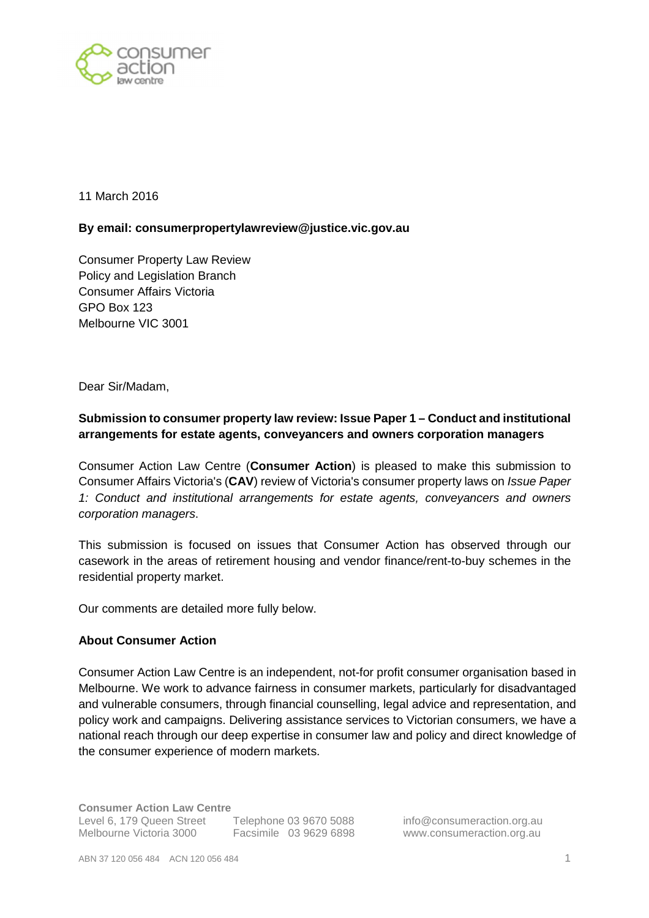11 March 2016

**By email: consumerpropertylawreview@justice.vic.gov.au**

Consumer Property Law Review
Policy and Legislation Branch
Consumer Affairs Victoria
GPO Box 123
Melbourne VIC 3001

Dear Sir/Madam,

**Submission to consumer property law review: Issue Paper 1 – Conduct and institutional arrangements for estate agents, conveyancers and owners corporation managers**

Consumer Action Law Centre (**Consumer Action**) is pleased to make this submission to Consumer Affairs Victoria's (**CAV**) review of Victoria's consumer property laws on *Issue Paper 1: Conduct and institutional arrangements for estate agents, conveyancers and owners corporation managers*.

This submission is focused on issues that Consumer Action has observed through our casework in the areas of retirement housing and vendor finance/rent-to-buy schemes in the residential property market.

Our comments are detailed more fully below.

**About Consumer Action**

Consumer Action Law Centre is an independent, not-for profit consumer organisation based in Melbourne. We work to advance fairness in consumer markets, particularly for disadvantaged and vulnerable consumers, through financial counselling, legal advice and representation, and policy work and campaigns. Delivering assistance services to Victorian consumers, we have a national reach through our deep expertise in consumer law and policy and direct knowledge of the consumer experience of modern markets.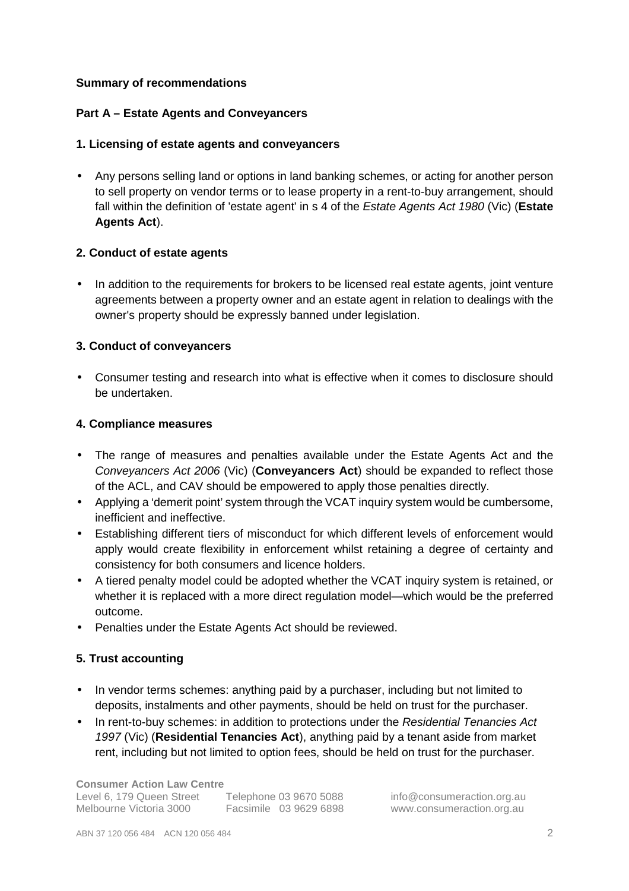**Summary of recommendations**

**Part A – Estate Agents and Conveyancers**

**1. Licensing of estate agents and conveyancers**

- Any persons selling land or options in land banking schemes, or acting for another person to sell property on vendor terms or to lease property in a rent-to-buy arrangement, should fall within the definition of 'estate agent' in s 4 of the *Estate Agents Act 1980* (Vic) (**Estate Agents Act**).

**2. Conduct of estate agents**

- In addition to the requirements for brokers to be licensed real estate agents, joint venture agreements between a property owner and an estate agent in relation to dealings with the owner's property should be expressly banned under legislation.

**3. Conduct of conveyancers**

- Consumer testing and research into what is effective when it comes to disclosure should be undertaken.

**4. Compliance measures**

- The range of measures and penalties available under the Estate Agents Act and the *Conveyancers Act 2006* (Vic) (**Conveyancers Act**) should be expanded to reflect those of the ACL, and CAV should be empowered to apply those penalties directly.
- Applying a 'demerit point' system through the VCAT inquiry system would be cumbersome, inefficient and ineffective.
- Establishing different tiers of misconduct for which different levels of enforcement would apply would create flexibility in enforcement whilst retaining a degree of certainty and consistency for both consumers and licence holders.
- A tiered penalty model could be adopted whether the VCAT inquiry system is retained, or whether it is replaced with a more direct regulation model—which would be the preferred outcome.
- Penalties under the Estate Agents Act should be reviewed.

**5. Trust accounting**

- In vendor terms schemes: anything paid by a purchaser, including but not limited to deposits, instalments and other payments, should be held on trust for the purchaser.
- In rent-to-buy schemes: in addition to protections under the *Residential Tenancies Act 1997* (Vic) (**Residential Tenancies Act**), anything paid by a tenant aside from market rent, including but not limited to option fees, should be held on trust for the purchaser.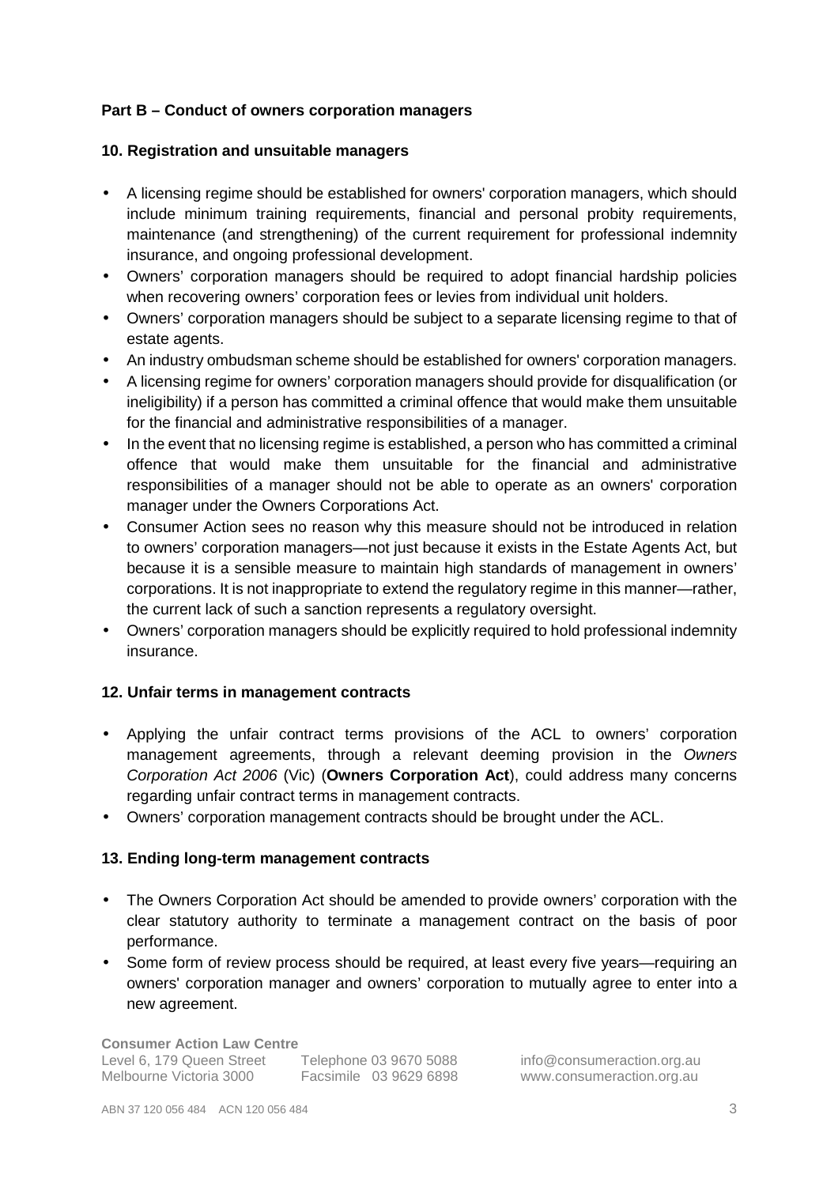**Part B – Conduct of owners corporation managers**

**10. Registration and unsuitable managers**

- A licensing regime should be established for owners' corporation managers, which should include minimum training requirements, financial and personal probity requirements, maintenance (and strengthening) of the current requirement for professional indemnity insurance, and ongoing professional development.
- Owners' corporation managers should be required to adopt financial hardship policies when recovering owners' corporation fees or levies from individual unit holders.
- Owners' corporation managers should be subject to a separate licensing regime to that of estate agents.
- An industry ombudsman scheme should be established for owners' corporation managers.
- A licensing regime for owners' corporation managers should provide for disqualification (or ineligibility) if a person has committed a criminal offence that would make them unsuitable for the financial and administrative responsibilities of a manager.
- In the event that no licensing regime is established, a person who has committed a criminal offence that would make them unsuitable for the financial and administrative responsibilities of a manager should not be able to operate as an owners' corporation manager under the Owners Corporations Act.
- Consumer Action sees no reason why this measure should not be introduced in relation to owners' corporation managers—not just because it exists in the Estate Agents Act, but because it is a sensible measure to maintain high standards of management in owners' corporations. It is not inappropriate to extend the regulatory regime in this manner—rather, the current lack of such a sanction represents a regulatory oversight.
- Owners' corporation managers should be explicitly required to hold professional indemnity insurance.

**12. Unfair terms in management contracts**

- Applying the unfair contract terms provisions of the ACL to owners' corporation management agreements, through a relevant deeming provision in the *Owners Corporation Act 2006* (Vic) (**Owners Corporation Act**), could address many concerns regarding unfair contract terms in management contracts.
- Owners' corporation management contracts should be brought under the ACL.

**13. Ending long-term management contracts**

- The Owners Corporation Act should be amended to provide owners' corporation with the clear statutory authority to terminate a management contract on the basis of poor performance.
- Some form of review process should be required, at least every five years—requiring an owners' corporation manager and owners' corporation to mutually agree to enter into a new agreement.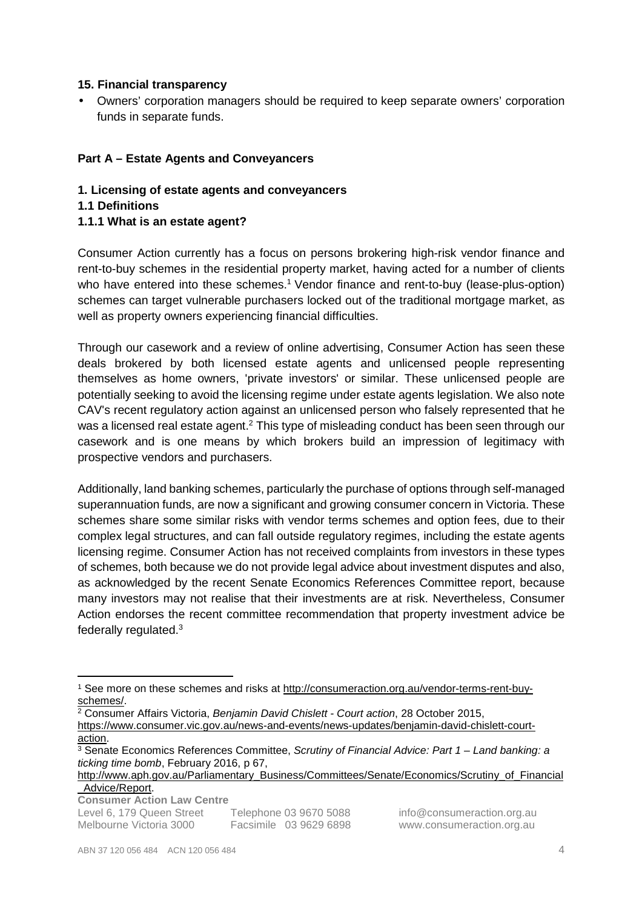**15. Financial transparency**

- Owners' corporation managers should be required to keep separate owners' corporation funds in separate funds.

**Part A – Estate Agents and Conveyancers**

**1. Licensing of estate agents and conveyancers**

**1.1 Definitions**

**1.1.1 What is an estate agent?**

Consumer Action currently has a focus on persons brokering high-risk vendor finance and rent-to-buy schemes in the residential property market, having acted for a number of clients who have entered into these schemes.[1] Vendor finance and rent-to-buy (lease-plus-option) schemes can target vulnerable purchasers locked out of the traditional mortgage market, as well as property owners experiencing financial difficulties.

Through our casework and a review of online advertising, Consumer Action has seen these deals brokered by both licensed estate agents and unlicensed people representing themselves as home owners, 'private investors' or similar. These unlicensed people are potentially seeking to avoid the licensing regime under estate agents legislation. We also note CAV's recent regulatory action against an unlicensed person who falsely represented that he was a licensed real estate agent.[2] This type of misleading conduct has been seen through our casework and is one means by which brokers build an impression of legitimacy with prospective vendors and purchasers.

Additionally, land banking schemes, particularly the purchase of options through self-managed superannuation funds, are now a significant and growing consumer concern in Victoria. These schemes share some similar risks with vendor terms schemes and option fees, due to their complex legal structures, and can fall outside regulatory regimes, including the estate agents licensing regime. Consumer Action has not received complaints from investors in these types of schemes, both because we do not provide legal advice about investment disputes and also, as acknowledged by the recent Senate Economics References Committee report, because many investors may not realise that their investments are at risk. Nevertheless, Consumer Action endorses the recent committee recommendation that property investment advice be federally regulated.[3]

---

[1] See more on these schemes and risks at http://consumeraction.org.au/vendor-terms-rent-buy-schemes/.

[2] Consumer Affairs Victoria, *Benjamin David Chislett - Court action*, 28 October 2015, https://www.consumer.vic.gov.au/news-and-events/news-updates/benjamin-david-chislett-court-action.

[3] Senate Economics References Committee, *Scrutiny of Financial Advice: Part 1 – Land banking: a ticking time bomb*, February 2016, p 67, http://www.aph.gov.au/Parliamentary_Business/Committees/Senate/Economics/Scrutiny_of_Financial_Advice/Report.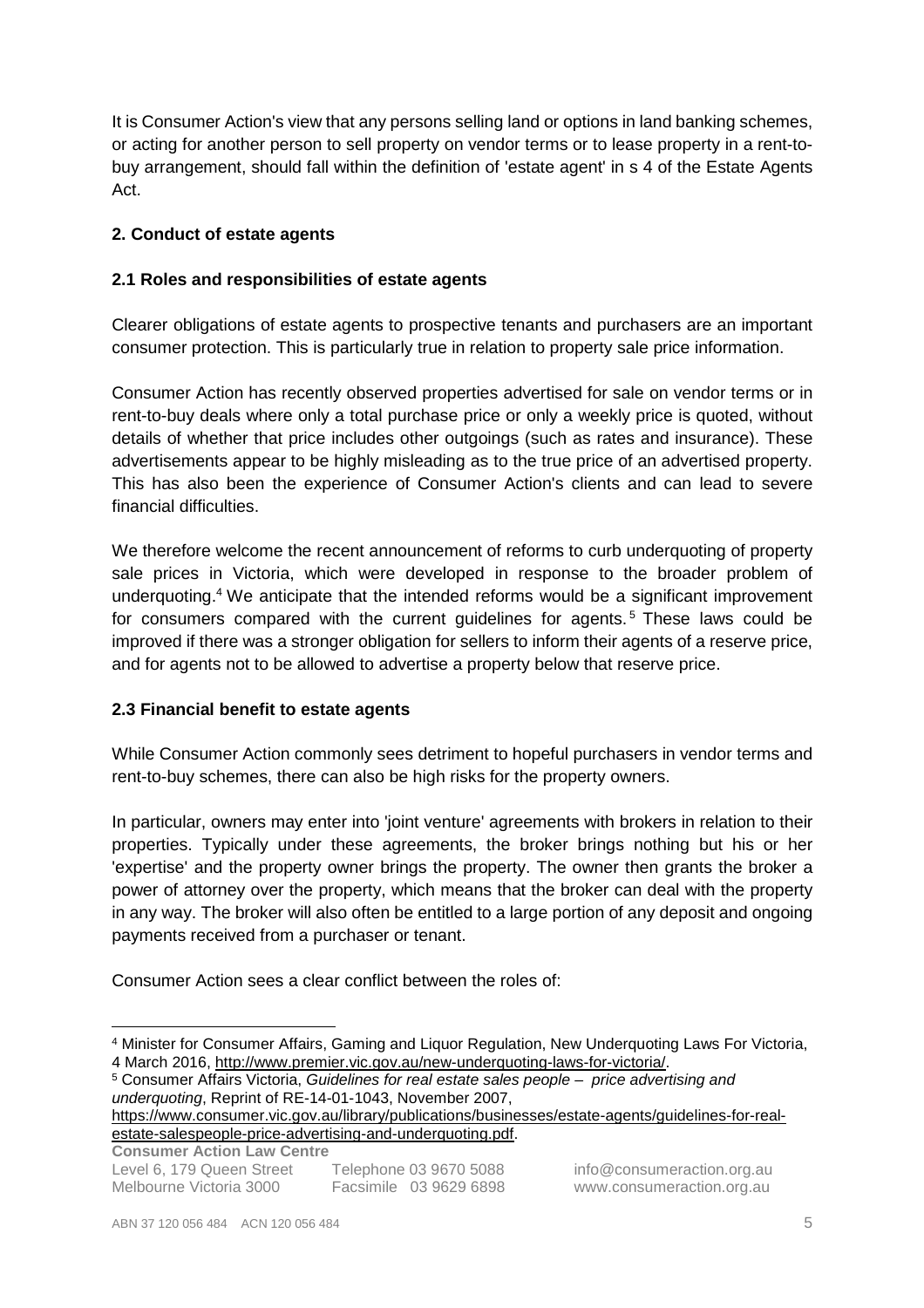It is Consumer Action's view that any persons selling land or options in land banking schemes, or acting for another person to sell property on vendor terms or to lease property in a rent-to-buy arrangement, should fall within the definition of 'estate agent' in s 4 of the Estate Agents Act.

### 2. Conduct of estate agents

### 2.1 Roles and responsibilities of estate agents

Clearer obligations of estate agents to prospective tenants and purchasers are an important consumer protection. This is particularly true in relation to property sale price information.

Consumer Action has recently observed properties advertised for sale on vendor terms or in rent-to-buy deals where only a total purchase price or only a weekly price is quoted, without details of whether that price includes other outgoings (such as rates and insurance). These advertisements appear to be highly misleading as to the true price of an advertised property. This has also been the experience of Consumer Action's clients and can lead to severe financial difficulties.

We therefore welcome the recent announcement of reforms to curb underquoting of property sale prices in Victoria, which were developed in response to the broader problem of underquoting.[4] We anticipate that the intended reforms would be a significant improvement for consumers compared with the current guidelines for agents.[5] These laws could be improved if there was a stronger obligation for sellers to inform their agents of a reserve price, and for agents not to be allowed to advertise a property below that reserve price.

### 2.3 Financial benefit to estate agents

While Consumer Action commonly sees detriment to hopeful purchasers in vendor terms and rent-to-buy schemes, there can also be high risks for the property owners.

In particular, owners may enter into 'joint venture' agreements with brokers in relation to their properties. Typically under these agreements, the broker brings nothing but his or her 'expertise' and the property owner brings the property. The owner then grants the broker a power of attorney over the property, which means that the broker can deal with the property in any way. The broker will also often be entitled to a large portion of any deposit and ongoing payments received from a purchaser or tenant.

Consumer Action sees a clear conflict between the roles of:

---

[4] Minister for Consumer Affairs, Gaming and Liquor Regulation, New Underquoting Laws For Victoria, 4 March 2016, http://www.premier.vic.gov.au/new-underquoting-laws-for-victoria/.

[5] Consumer Affairs Victoria, *Guidelines for real estate sales people – price advertising and underquoting*, Reprint of RE-14-01-1043, November 2007, https://www.consumer.vic.gov.au/library/publications/businesses/estate-agents/guidelines-for-real-estate-salespeople-price-advertising-and-underquoting.pdf.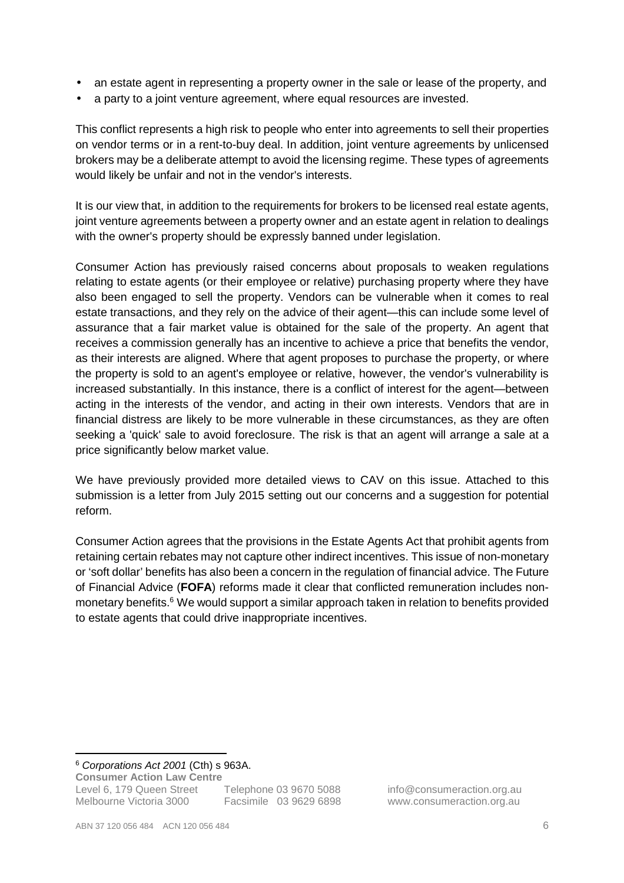- an estate agent in representing a property owner in the sale or lease of the property, and
- a party to a joint venture agreement, where equal resources are invested.

This conflict represents a high risk to people who enter into agreements to sell their properties on vendor terms or in a rent-to-buy deal. In addition, joint venture agreements by unlicensed brokers may be a deliberate attempt to avoid the licensing regime. These types of agreements would likely be unfair and not in the vendor's interests.

It is our view that, in addition to the requirements for brokers to be licensed real estate agents, joint venture agreements between a property owner and an estate agent in relation to dealings with the owner's property should be expressly banned under legislation.

Consumer Action has previously raised concerns about proposals to weaken regulations relating to estate agents (or their employee or relative) purchasing property where they have also been engaged to sell the property. Vendors can be vulnerable when it comes to real estate transactions, and they rely on the advice of their agent—this can include some level of assurance that a fair market value is obtained for the sale of the property. An agent that receives a commission generally has an incentive to achieve a price that benefits the vendor, as their interests are aligned. Where that agent proposes to purchase the property, or where the property is sold to an agent's employee or relative, however, the vendor's vulnerability is increased substantially. In this instance, there is a conflict of interest for the agent—between acting in the interests of the vendor, and acting in their own interests. Vendors that are in financial distress are likely to be more vulnerable in these circumstances, as they are often seeking a 'quick' sale to avoid foreclosure. The risk is that an agent will arrange a sale at a price significantly below market value.

We have previously provided more detailed views to CAV on this issue. Attached to this submission is a letter from July 2015 setting out our concerns and a suggestion for potential reform.

Consumer Action agrees that the provisions in the Estate Agents Act that prohibit agents from retaining certain rebates may not capture other indirect incentives. This issue of non-monetary or 'soft dollar' benefits has also been a concern in the regulation of financial advice. The Future of Financial Advice (**FOFA**) reforms made it clear that conflicted remuneration includes non-monetary benefits.[6] We would support a similar approach taken in relation to benefits provided to estate agents that could drive inappropriate incentives.

[6] *Corporations Act 2001* (Cth) s 963A.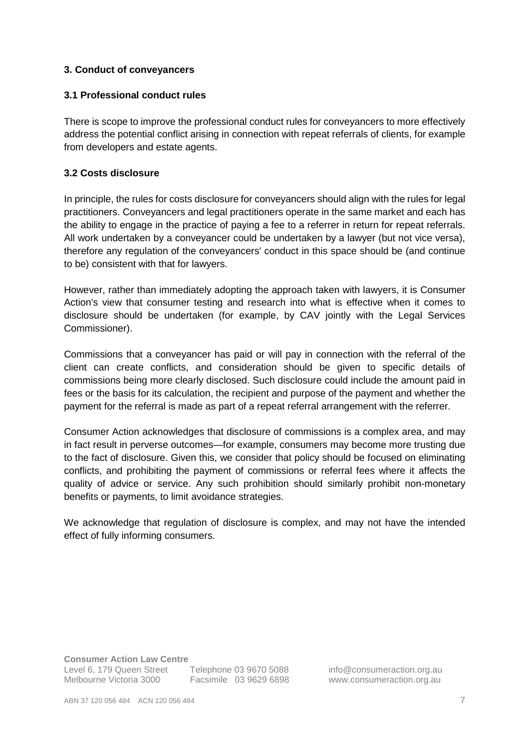## 3. Conduct of conveyancers

### 3.1 Professional conduct rules

There is scope to improve the professional conduct rules for conveyancers to more effectively address the potential conflict arising in connection with repeat referrals of clients, for example from developers and estate agents.

### 3.2 Costs disclosure

In principle, the rules for costs disclosure for conveyancers should align with the rules for legal practitioners. Conveyancers and legal practitioners operate in the same market and each has the ability to engage in the practice of paying a fee to a referrer in return for repeat referrals. All work undertaken by a conveyancer could be undertaken by a lawyer (but not vice versa), therefore any regulation of the conveyancers' conduct in this space should be (and continue to be) consistent with that for lawyers.

However, rather than immediately adopting the approach taken with lawyers, it is Consumer Action's view that consumer testing and research into what is effective when it comes to disclosure should be undertaken (for example, by CAV jointly with the Legal Services Commissioner).

Commissions that a conveyancer has paid or will pay in connection with the referral of the client can create conflicts, and consideration should be given to specific details of commissions being more clearly disclosed. Such disclosure could include the amount paid in fees or the basis for its calculation, the recipient and purpose of the payment and whether the payment for the referral is made as part of a repeat referral arrangement with the referrer.

Consumer Action acknowledges that disclosure of commissions is a complex area, and may in fact result in perverse outcomes—for example, consumers may become more trusting due to the fact of disclosure. Given this, we consider that policy should be focused on eliminating conflicts, and prohibiting the payment of commissions or referral fees where it affects the quality of advice or service. Any such prohibition should similarly prohibit non-monetary benefits or payments, to limit avoidance strategies.

We acknowledge that regulation of disclosure is complex, and may not have the intended effect of fully informing consumers.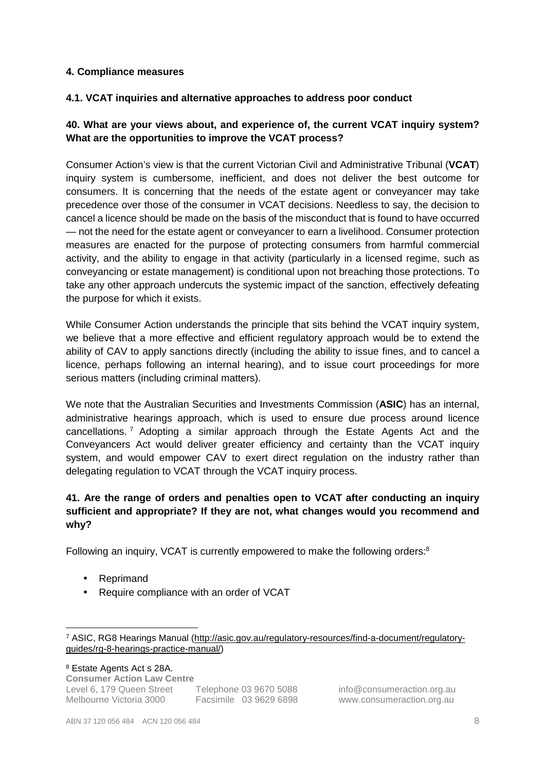#### 4. Compliance measures

#### 4.1. VCAT inquiries and alternative approaches to address poor conduct

**40. What are your views about, and experience of, the current VCAT inquiry system? What are the opportunities to improve the VCAT process?**

Consumer Action's view is that the current Victorian Civil and Administrative Tribunal (**VCAT**) inquiry system is cumbersome, inefficient, and does not deliver the best outcome for consumers. It is concerning that the needs of the estate agent or conveyancer may take precedence over those of the consumer in VCAT decisions. Needless to say, the decision to cancel a licence should be made on the basis of the misconduct that is found to have occurred — not the need for the estate agent or conveyancer to earn a livelihood. Consumer protection measures are enacted for the purpose of protecting consumers from harmful commercial activity, and the ability to engage in that activity (particularly in a licensed regime, such as conveyancing or estate management) is conditional upon not breaching those protections. To take any other approach undercuts the systemic impact of the sanction, effectively defeating the purpose for which it exists.

While Consumer Action understands the principle that sits behind the VCAT inquiry system, we believe that a more effective and efficient regulatory approach would be to extend the ability of CAV to apply sanctions directly (including the ability to issue fines, and to cancel a licence, perhaps following an internal hearing), and to issue court proceedings for more serious matters (including criminal matters).

We note that the Australian Securities and Investments Commission (**ASIC**) has an internal, administrative hearings approach, which is used to ensure due process around licence cancellations.[7] Adopting a similar approach through the Estate Agents Act and the Conveyancers Act would deliver greater efficiency and certainty than the VCAT inquiry system, and would empower CAV to exert direct regulation on the industry rather than delegating regulation to VCAT through the VCAT inquiry process.

**41. Are the range of orders and penalties open to VCAT after conducting an inquiry sufficient and appropriate? If they are not, what changes would you recommend and why?**

Following an inquiry, VCAT is currently empowered to make the following orders:[8]

- Reprimand
- Require compliance with an order of VCAT

[7] ASIC, RG8 Hearings Manual (http://asic.gov.au/regulatory-resources/find-a-document/regulatory-guides/rg-8-hearings-practice-manual/)

[8] Estate Agents Act s 28A.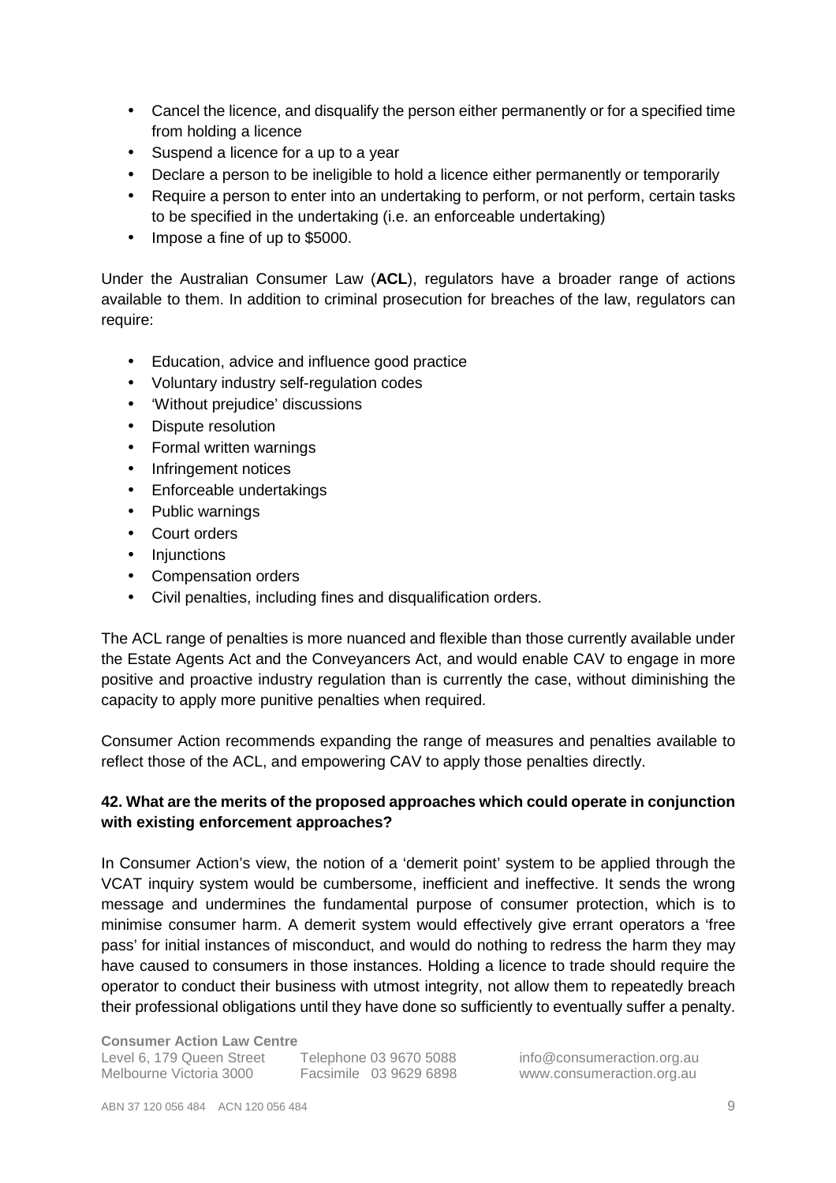- Cancel the licence, and disqualify the person either permanently or for a specified time from holding a licence
- Suspend a licence for a up to a year
- Declare a person to be ineligible to hold a licence either permanently or temporarily
- Require a person to enter into an undertaking to perform, or not perform, certain tasks to be specified in the undertaking (i.e. an enforceable undertaking)
- Impose a fine of up to $5000.

Under the Australian Consumer Law (**ACL**), regulators have a broader range of actions available to them. In addition to criminal prosecution for breaches of the law, regulators can require:

- Education, advice and influence good practice
- Voluntary industry self-regulation codes
- 'Without prejudice' discussions
- Dispute resolution
- Formal written warnings
- Infringement notices
- Enforceable undertakings
- Public warnings
- Court orders
- Injunctions
- Compensation orders
- Civil penalties, including fines and disqualification orders.

The ACL range of penalties is more nuanced and flexible than those currently available under the Estate Agents Act and the Conveyancers Act, and would enable CAV to engage in more positive and proactive industry regulation than is currently the case, without diminishing the capacity to apply more punitive penalties when required.

Consumer Action recommends expanding the range of measures and penalties available to reflect those of the ACL, and empowering CAV to apply those penalties directly.

**42. What are the merits of the proposed approaches which could operate in conjunction with existing enforcement approaches?**

In Consumer Action's view, the notion of a 'demerit point' system to be applied through the VCAT inquiry system would be cumbersome, inefficient and ineffective. It sends the wrong message and undermines the fundamental purpose of consumer protection, which is to minimise consumer harm. A demerit system would effectively give errant operators a 'free pass' for initial instances of misconduct, and would do nothing to redress the harm they may have caused to consumers in those instances. Holding a licence to trade should require the operator to conduct their business with utmost integrity, not allow them to repeatedly breach their professional obligations until they have done so sufficiently to eventually suffer a penalty.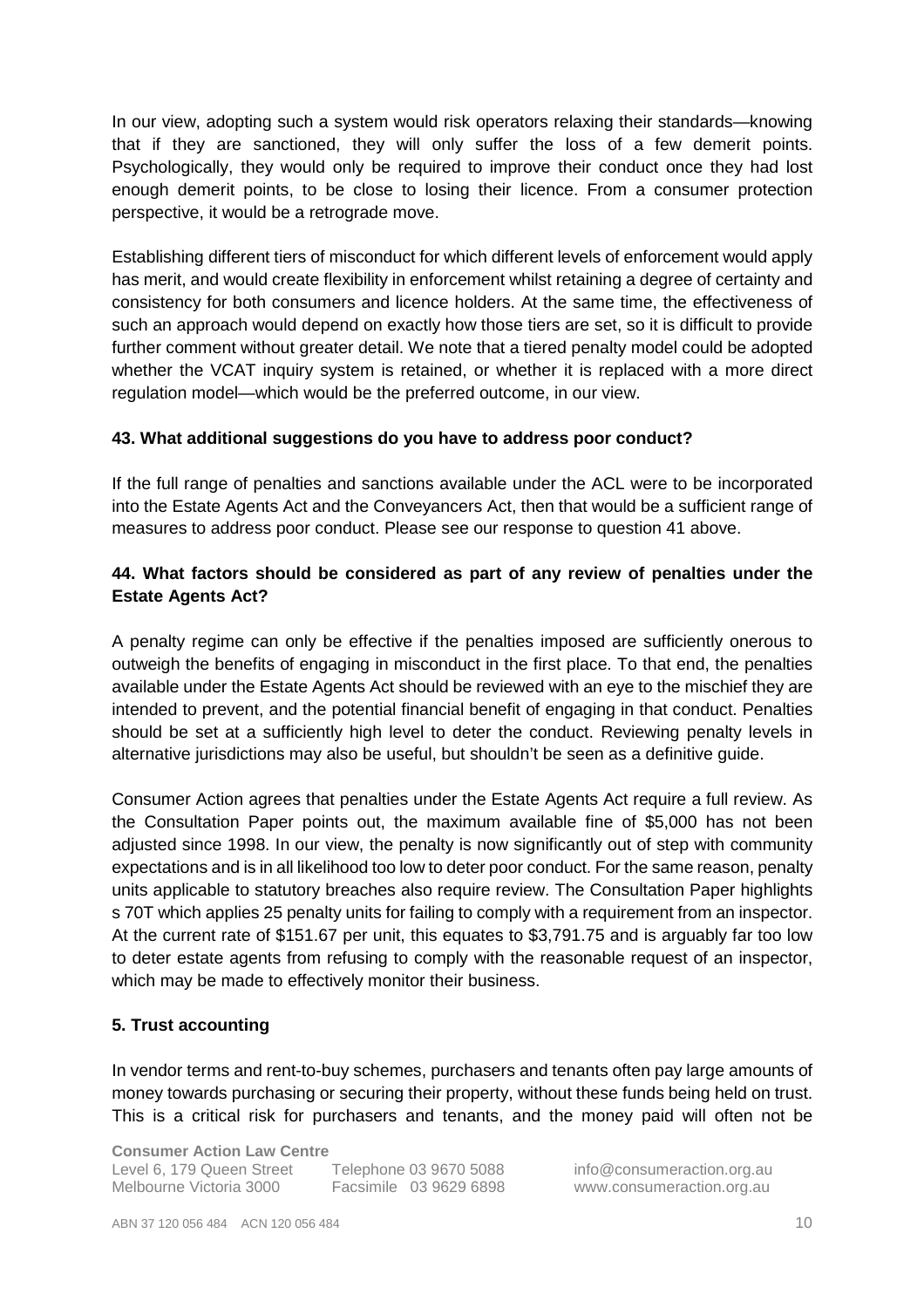In our view, adopting such a system would risk operators relaxing their standards—knowing that if they are sanctioned, they will only suffer the loss of a few demerit points. Psychologically, they would only be required to improve their conduct once they had lost enough demerit points, to be close to losing their licence. From a consumer protection perspective, it would be a retrograde move.

Establishing different tiers of misconduct for which different levels of enforcement would apply has merit, and would create flexibility in enforcement whilst retaining a degree of certainty and consistency for both consumers and licence holders. At the same time, the effectiveness of such an approach would depend on exactly how those tiers are set, so it is difficult to provide further comment without greater detail. We note that a tiered penalty model could be adopted whether the VCAT inquiry system is retained, or whether it is replaced with a more direct regulation model—which would be the preferred outcome, in our view.

**43. What additional suggestions do you have to address poor conduct?**

If the full range of penalties and sanctions available under the ACL were to be incorporated into the Estate Agents Act and the Conveyancers Act, then that would be a sufficient range of measures to address poor conduct. Please see our response to question 41 above.

**44. What factors should be considered as part of any review of penalties under the Estate Agents Act?**

A penalty regime can only be effective if the penalties imposed are sufficiently onerous to outweigh the benefits of engaging in misconduct in the first place. To that end, the penalties available under the Estate Agents Act should be reviewed with an eye to the mischief they are intended to prevent, and the potential financial benefit of engaging in that conduct. Penalties should be set at a sufficiently high level to deter the conduct. Reviewing penalty levels in alternative jurisdictions may also be useful, but shouldn't be seen as a definitive guide.

Consumer Action agrees that penalties under the Estate Agents Act require a full review. As the Consultation Paper points out, the maximum available fine of $5,000 has not been adjusted since 1998. In our view, the penalty is now significantly out of step with community expectations and is in all likelihood too low to deter poor conduct. For the same reason, penalty units applicable to statutory breaches also require review. The Consultation Paper highlights s 70T which applies 25 penalty units for failing to comply with a requirement from an inspector. At the current rate of $151.67 per unit, this equates to $3,791.75 and is arguably far too low to deter estate agents from refusing to comply with the reasonable request of an inspector, which may be made to effectively monitor their business.

**5. Trust accounting**

In vendor terms and rent-to-buy schemes, purchasers and tenants often pay large amounts of money towards purchasing or securing their property, without these funds being held on trust. This is a critical risk for purchasers and tenants, and the money paid will often not be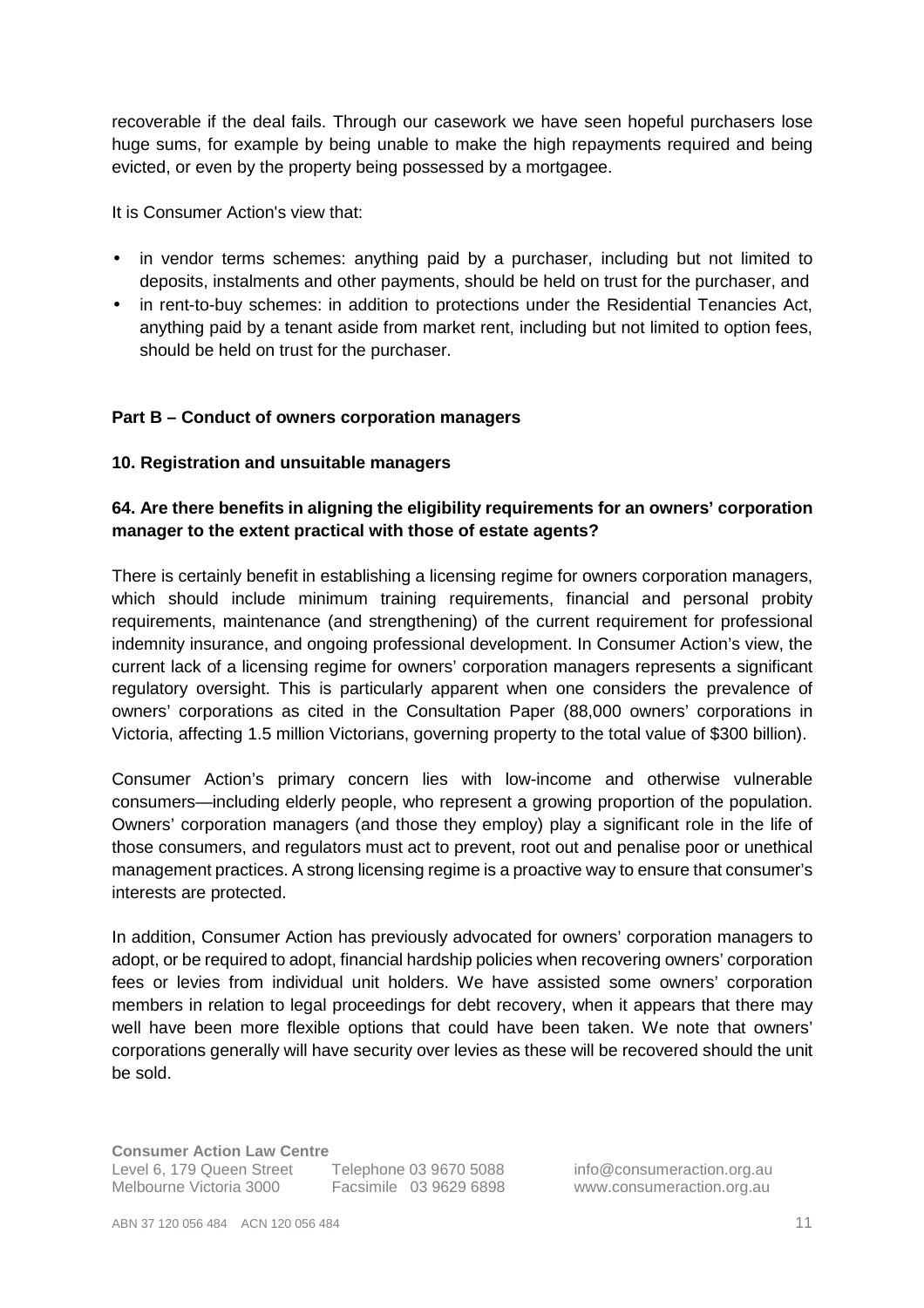recoverable if the deal fails. Through our casework we have seen hopeful purchasers lose huge sums, for example by being unable to make the high repayments required and being evicted, or even by the property being possessed by a mortgagee.

It is Consumer Action's view that:

- in vendor terms schemes: anything paid by a purchaser, including but not limited to deposits, instalments and other payments, should be held on trust for the purchaser, and
- in rent-to-buy schemes: in addition to protections under the Residential Tenancies Act, anything paid by a tenant aside from market rent, including but not limited to option fees, should be held on trust for the purchaser.

**Part B – Conduct of owners corporation managers**

**10. Registration and unsuitable managers**

**64. Are there benefits in aligning the eligibility requirements for an owners' corporation manager to the extent practical with those of estate agents?**

There is certainly benefit in establishing a licensing regime for owners corporation managers, which should include minimum training requirements, financial and personal probity requirements, maintenance (and strengthening) of the current requirement for professional indemnity insurance, and ongoing professional development. In Consumer Action's view, the current lack of a licensing regime for owners' corporation managers represents a significant regulatory oversight. This is particularly apparent when one considers the prevalence of owners' corporations as cited in the Consultation Paper (88,000 owners' corporations in Victoria, affecting 1.5 million Victorians, governing property to the total value of $300 billion).

Consumer Action's primary concern lies with low-income and otherwise vulnerable consumers—including elderly people, who represent a growing proportion of the population. Owners' corporation managers (and those they employ) play a significant role in the life of those consumers, and regulators must act to prevent, root out and penalise poor or unethical management practices. A strong licensing regime is a proactive way to ensure that consumer's interests are protected.

In addition, Consumer Action has previously advocated for owners' corporation managers to adopt, or be required to adopt, financial hardship policies when recovering owners' corporation fees or levies from individual unit holders. We have assisted some owners' corporation members in relation to legal proceedings for debt recovery, when it appears that there may well have been more flexible options that could have been taken. We note that owners' corporations generally will have security over levies as these will be recovered should the unit be sold.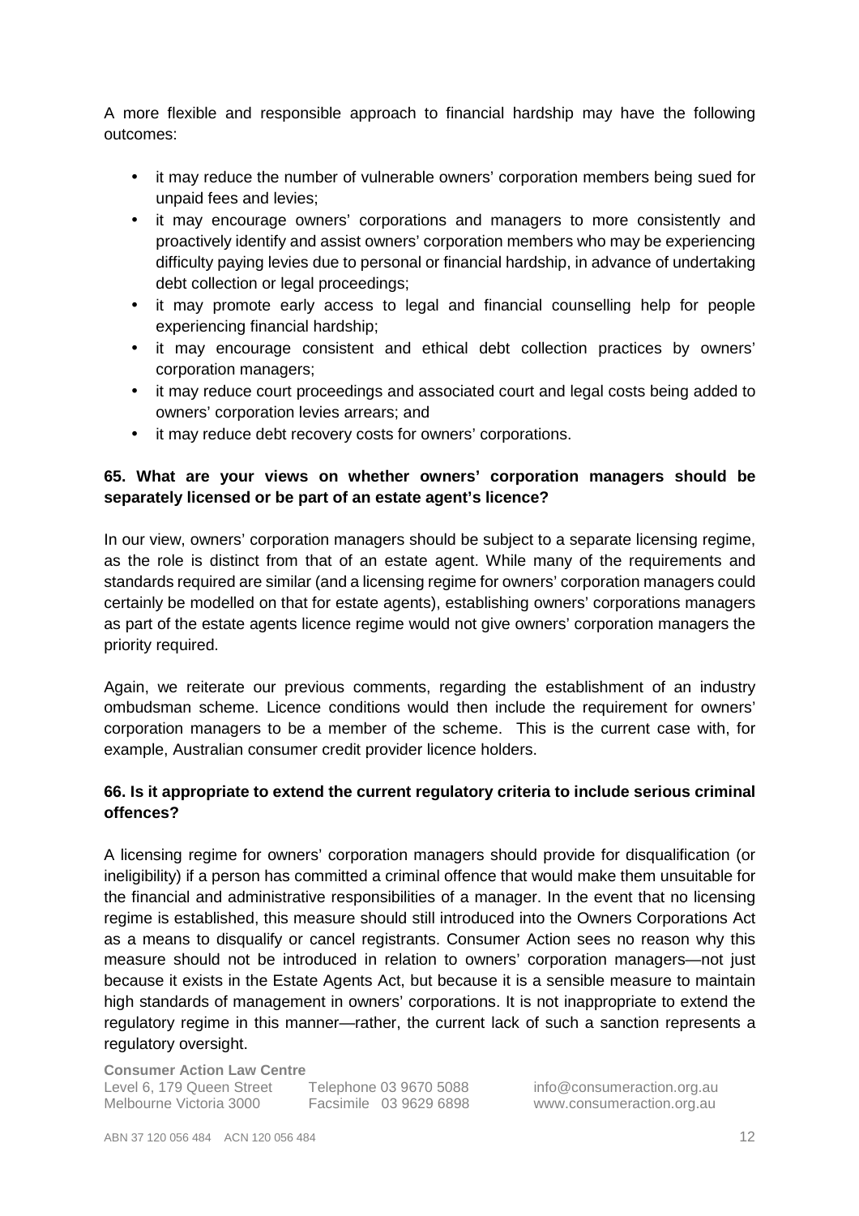A more flexible and responsible approach to financial hardship may have the following outcomes:

- it may reduce the number of vulnerable owners' corporation members being sued for unpaid fees and levies;
- it may encourage owners' corporations and managers to more consistently and proactively identify and assist owners' corporation members who may be experiencing difficulty paying levies due to personal or financial hardship, in advance of undertaking debt collection or legal proceedings;
- it may promote early access to legal and financial counselling help for people experiencing financial hardship;
- it may encourage consistent and ethical debt collection practices by owners' corporation managers;
- it may reduce court proceedings and associated court and legal costs being added to owners' corporation levies arrears; and
- it may reduce debt recovery costs for owners' corporations.

**65. What are your views on whether owners' corporation managers should be separately licensed or be part of an estate agent's licence?**

In our view, owners' corporation managers should be subject to a separate licensing regime, as the role is distinct from that of an estate agent. While many of the requirements and standards required are similar (and a licensing regime for owners' corporation managers could certainly be modelled on that for estate agents), establishing owners' corporations managers as part of the estate agents licence regime would not give owners' corporation managers the priority required.

Again, we reiterate our previous comments, regarding the establishment of an industry ombudsman scheme. Licence conditions would then include the requirement for owners' corporation managers to be a member of the scheme. This is the current case with, for example, Australian consumer credit provider licence holders.

**66. Is it appropriate to extend the current regulatory criteria to include serious criminal offences?**

A licensing regime for owners' corporation managers should provide for disqualification (or ineligibility) if a person has committed a criminal offence that would make them unsuitable for the financial and administrative responsibilities of a manager. In the event that no licensing regime is established, this measure should still introduced into the Owners Corporations Act as a means to disqualify or cancel registrants. Consumer Action sees no reason why this measure should not be introduced in relation to owners' corporation managers—not just because it exists in the Estate Agents Act, but because it is a sensible measure to maintain high standards of management in owners' corporations. It is not inappropriate to extend the regulatory regime in this manner—rather, the current lack of such a sanction represents a regulatory oversight.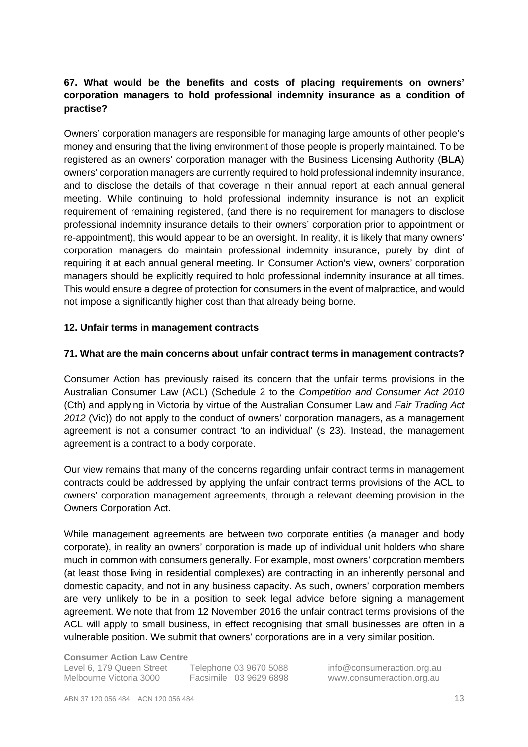**67. What would be the benefits and costs of placing requirements on owners' corporation managers to hold professional indemnity insurance as a condition of practise?**

Owners' corporation managers are responsible for managing large amounts of other people's money and ensuring that the living environment of those people is properly maintained. To be registered as an owners' corporation manager with the Business Licensing Authority (**BLA**) owners' corporation managers are currently required to hold professional indemnity insurance, and to disclose the details of that coverage in their annual report at each annual general meeting. While continuing to hold professional indemnity insurance is not an explicit requirement of remaining registered, (and there is no requirement for managers to disclose professional indemnity insurance details to their owners' corporation prior to appointment or re-appointment), this would appear to be an oversight. In reality, it is likely that many owners' corporation managers do maintain professional indemnity insurance, purely by dint of requiring it at each annual general meeting. In Consumer Action's view, owners' corporation managers should be explicitly required to hold professional indemnity insurance at all times. This would ensure a degree of protection for consumers in the event of malpractice, and would not impose a significantly higher cost than that already being borne.

## 12. Unfair terms in management contracts

**71. What are the main concerns about unfair contract terms in management contracts?**

Consumer Action has previously raised its concern that the unfair terms provisions in the Australian Consumer Law (ACL) (Schedule 2 to the *Competition and Consumer Act 2010* (Cth) and applying in Victoria by virtue of the Australian Consumer Law and *Fair Trading Act 2012* (Vic)) do not apply to the conduct of owners' corporation managers, as a management agreement is not a consumer contract 'to an individual' (s 23). Instead, the management agreement is a contract to a body corporate.

Our view remains that many of the concerns regarding unfair contract terms in management contracts could be addressed by applying the unfair contract terms provisions of the ACL to owners' corporation management agreements, through a relevant deeming provision in the Owners Corporation Act.

While management agreements are between two corporate entities (a manager and body corporate), in reality an owners' corporation is made up of individual unit holders who share much in common with consumers generally. For example, most owners' corporation members (at least those living in residential complexes) are contracting in an inherently personal and domestic capacity, and not in any business capacity. As such, owners' corporation members are very unlikely to be in a position to seek legal advice before signing a management agreement. We note that from 12 November 2016 the unfair contract terms provisions of the ACL will apply to small business, in effect recognising that small businesses are often in a vulnerable position. We submit that owners' corporations are in a very similar position.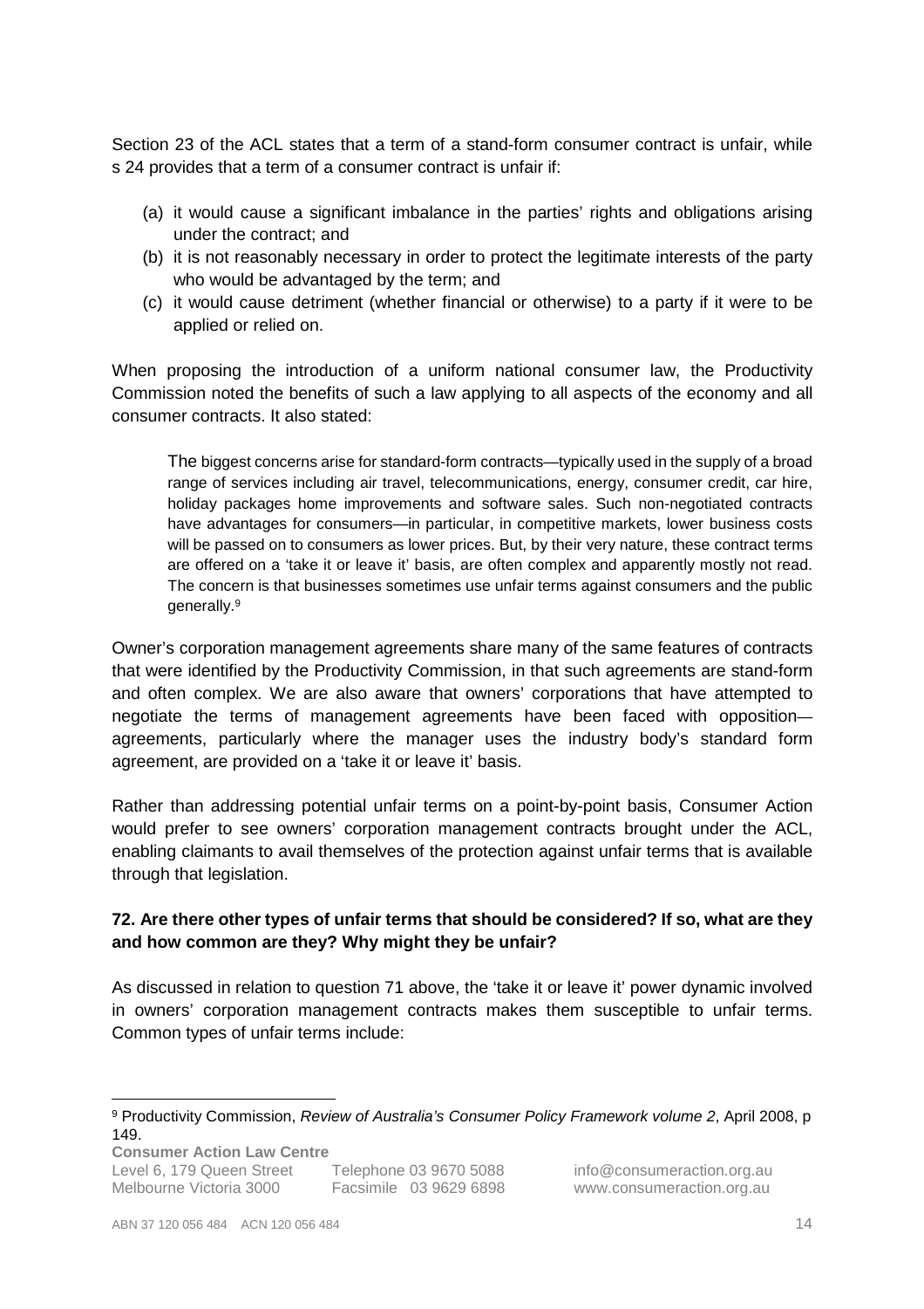Section 23 of the ACL states that a term of a stand-form consumer contract is unfair, while s 24 provides that a term of a consumer contract is unfair if:

(a) it would cause a significant imbalance in the parties' rights and obligations arising under the contract; and
(b) it is not reasonably necessary in order to protect the legitimate interests of the party who would be advantaged by the term; and
(c) it would cause detriment (whether financial or otherwise) to a party if it were to be applied or relied on.

When proposing the introduction of a uniform national consumer law, the Productivity Commission noted the benefits of such a law applying to all aspects of the economy and all consumer contracts. It also stated:

> The biggest concerns arise for standard-form contracts—typically used in the supply of a broad range of services including air travel, telecommunications, energy, consumer credit, car hire, holiday packages home improvements and software sales. Such non-negotiated contracts have advantages for consumers—in particular, in competitive markets, lower business costs will be passed on to consumers as lower prices. But, by their very nature, these contract terms are offered on a 'take it or leave it' basis, are often complex and apparently mostly not read. The concern is that businesses sometimes use unfair terms against consumers and the public generally.[9]

Owner's corporation management agreements share many of the same features of contracts that were identified by the Productivity Commission, in that such agreements are stand-form and often complex. We are also aware that owners' corporations that have attempted to negotiate the terms of management agreements have been faced with opposition—agreements, particularly where the manager uses the industry body's standard form agreement, are provided on a 'take it or leave it' basis.

Rather than addressing potential unfair terms on a point-by-point basis, Consumer Action would prefer to see owners' corporation management contracts brought under the ACL, enabling claimants to avail themselves of the protection against unfair terms that is available through that legislation.

**72. Are there other types of unfair terms that should be considered? If so, what are they and how common are they? Why might they be unfair?**

As discussed in relation to question 71 above, the 'take it or leave it' power dynamic involved in owners' corporation management contracts makes them susceptible to unfair terms. Common types of unfair terms include:

---

[9] Productivity Commission, *Review of Australia's Consumer Policy Framework volume 2*, April 2008, p 149.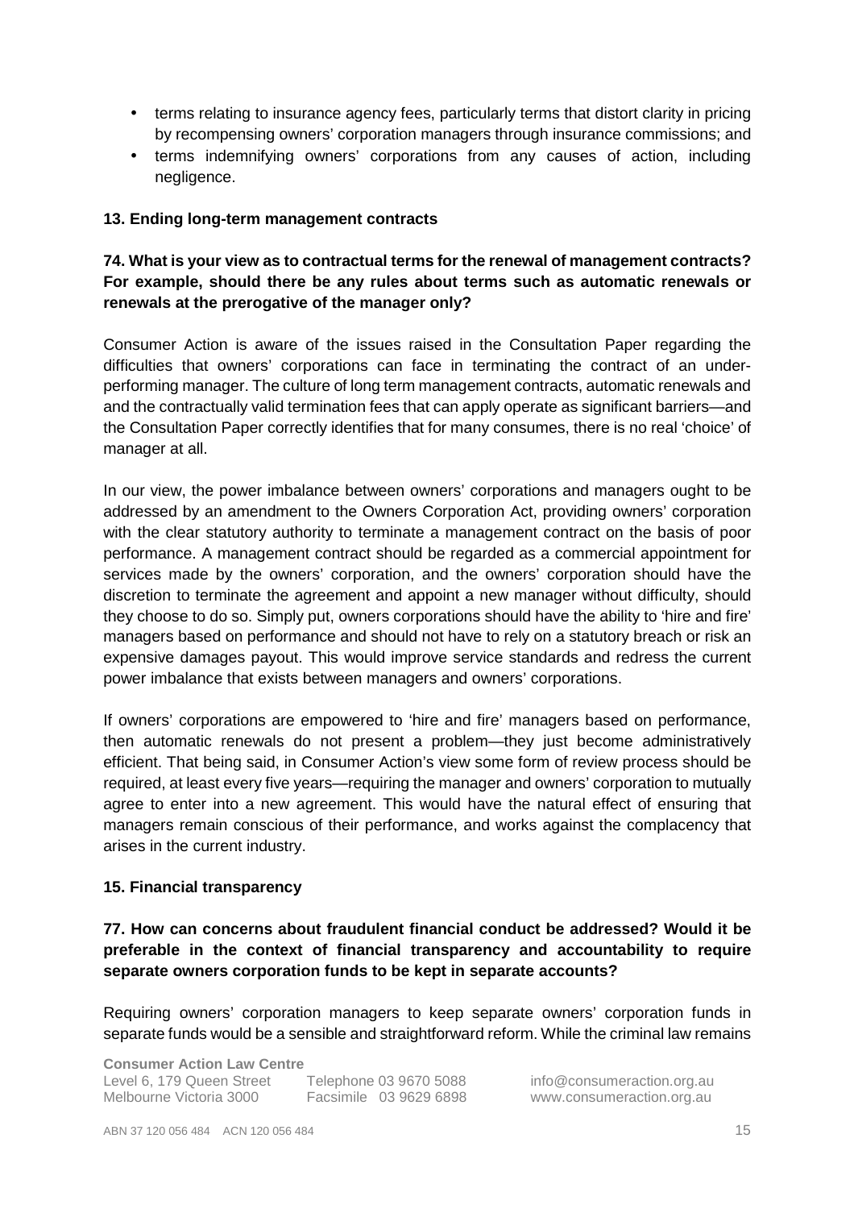- terms relating to insurance agency fees, particularly terms that distort clarity in pricing by recompensing owners' corporation managers through insurance commissions; and
- terms indemnifying owners' corporations from any causes of action, including negligence.

### 13. Ending long-term management contracts

**74. What is your view as to contractual terms for the renewal of management contracts? For example, should there be any rules about terms such as automatic renewals or renewals at the prerogative of the manager only?**

Consumer Action is aware of the issues raised in the Consultation Paper regarding the difficulties that owners' corporations can face in terminating the contract of an under-performing manager. The culture of long term management contracts, automatic renewals and and the contractually valid termination fees that can apply operate as significant barriers—and the Consultation Paper correctly identifies that for many consumes, there is no real 'choice' of manager at all.

In our view, the power imbalance between owners' corporations and managers ought to be addressed by an amendment to the Owners Corporation Act, providing owners' corporation with the clear statutory authority to terminate a management contract on the basis of poor performance. A management contract should be regarded as a commercial appointment for services made by the owners' corporation, and the owners' corporation should have the discretion to terminate the agreement and appoint a new manager without difficulty, should they choose to do so. Simply put, owners corporations should have the ability to 'hire and fire' managers based on performance and should not have to rely on a statutory breach or risk an expensive damages payout. This would improve service standards and redress the current power imbalance that exists between managers and owners' corporations.

If owners' corporations are empowered to 'hire and fire' managers based on performance, then automatic renewals do not present a problem—they just become administratively efficient. That being said, in Consumer Action's view some form of review process should be required, at least every five years—requiring the manager and owners' corporation to mutually agree to enter into a new agreement. This would have the natural effect of ensuring that managers remain conscious of their performance, and works against the complacency that arises in the current industry.

### 15. Financial transparency

**77. How can concerns about fraudulent financial conduct be addressed? Would it be preferable in the context of financial transparency and accountability to require separate owners corporation funds to be kept in separate accounts?**

Requiring owners' corporation managers to keep separate owners' corporation funds in separate funds would be a sensible and straightforward reform. While the criminal law remains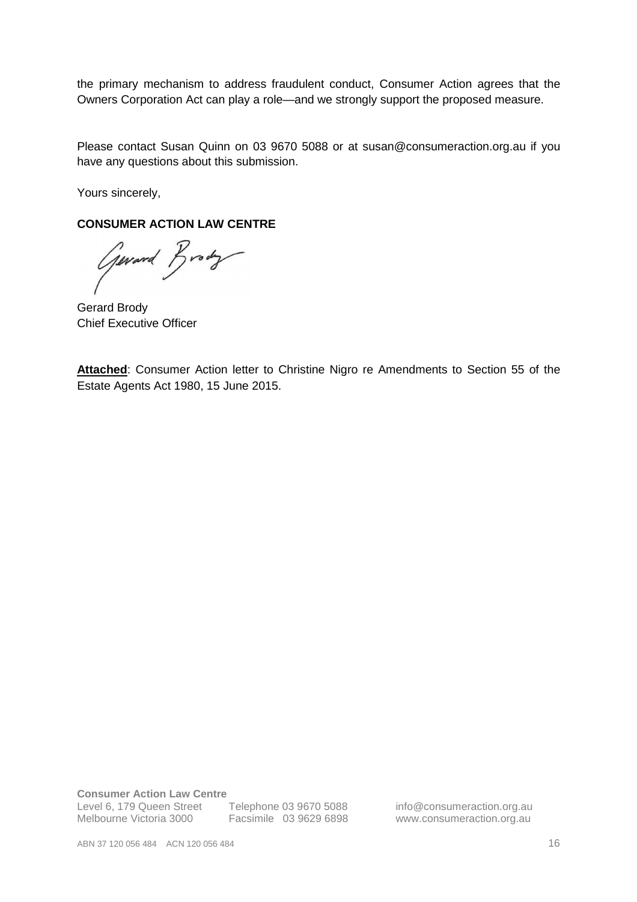the primary mechanism to address fraudulent conduct, Consumer Action agrees that the Owners Corporation Act can play a role—and we strongly support the proposed measure.

Please contact Susan Quinn on 03 9670 5088 or at susan@consumeraction.org.au if you have any questions about this submission.

Yours sincerely,

**CONSUMER ACTION LAW CENTRE**

Gerard Brody
Chief Executive Officer

**Attached**: Consumer Action letter to Christine Nigro re Amendments to Section 55 of the Estate Agents Act 1980, 15 June 2015.